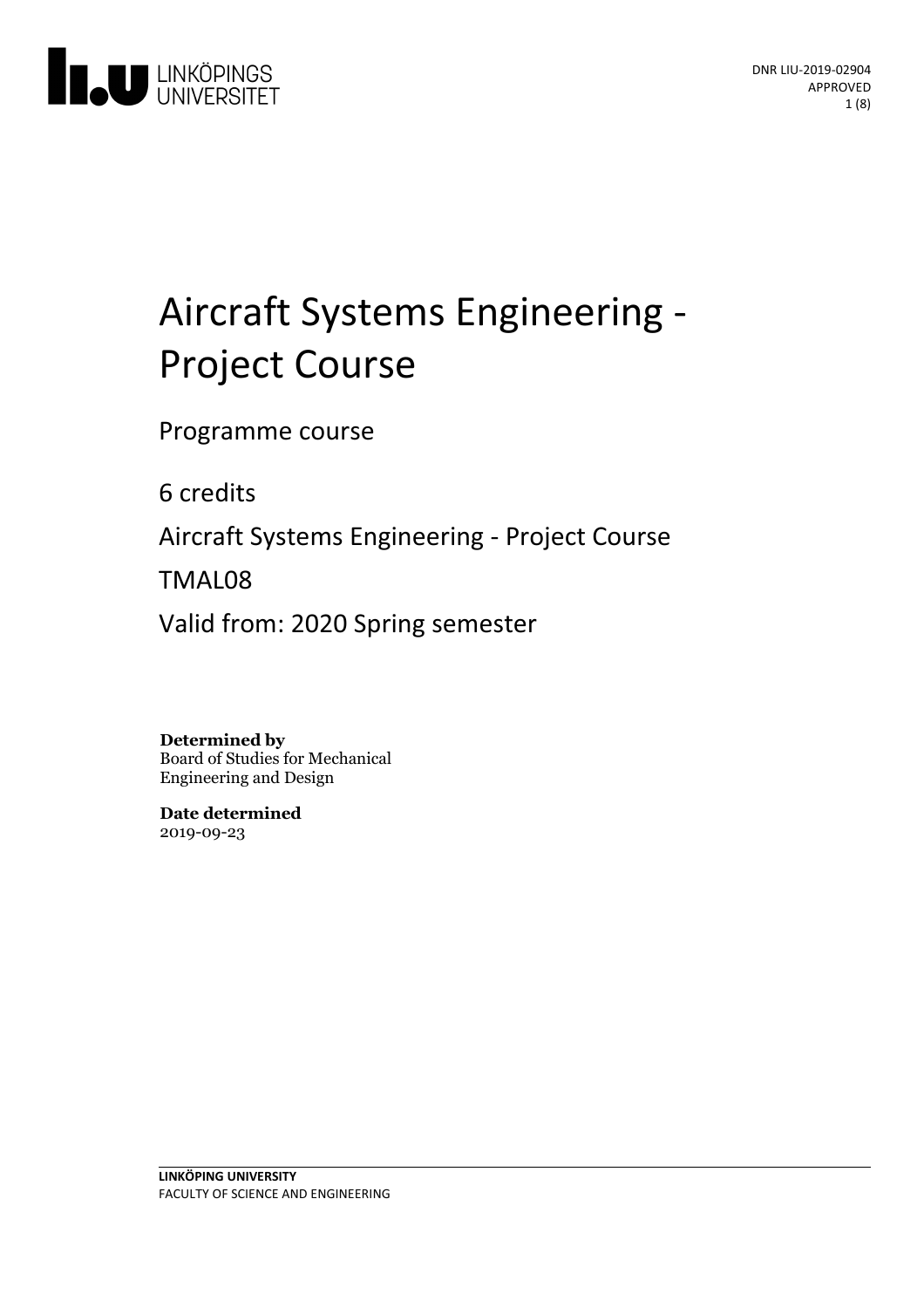DNR LIU-2019-02904
APPROVED

# Aircraft Systems Engineering - Project Course

Programme course

6 credits

Aircraft Systems Engineering - Project Course

TMAL08

Valid from: 2020 Spring semester

**Determined by**
Board of Studies for Mechanical Engineering and Design

**Date determined**
2019-09-23

**LINKÖPING UNIVERSITY**
FACULTY OF SCIENCE AND ENGINEERING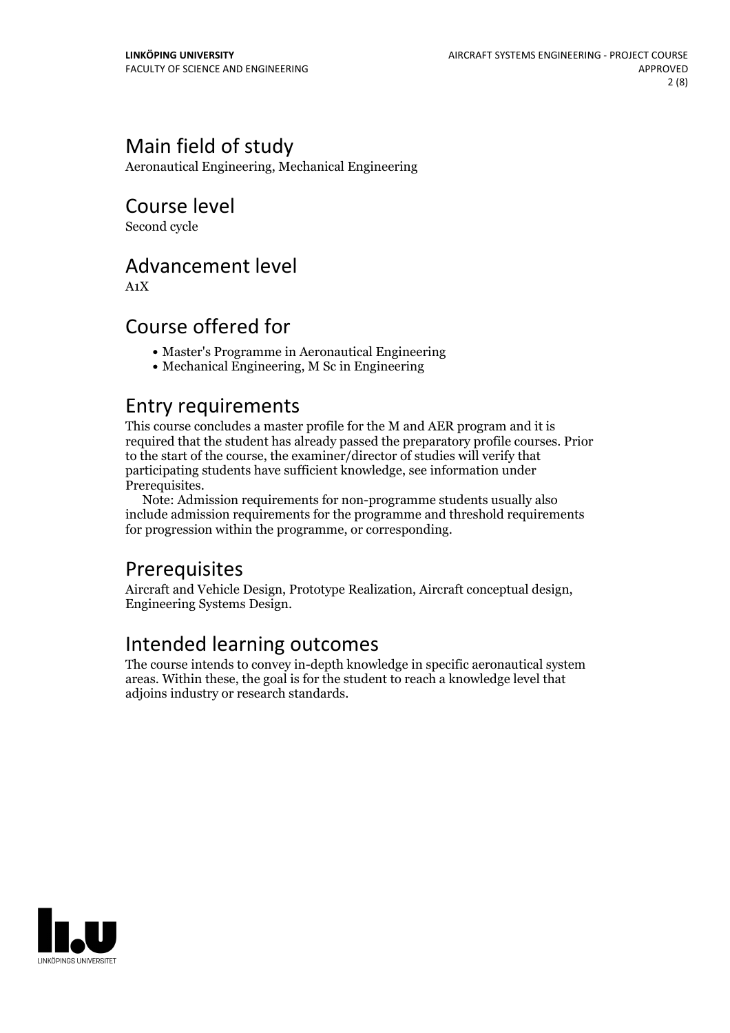## Main field of study

Aeronautical Engineering, Mechanical Engineering

## Course level

Second cycle

## Advancement level

A1X

## Course offered for

- Master's Programme in Aeronautical Engineering
- Mechanical Engineering, M Sc in Engineering

## Entry requirements

This course concludes a master profile for the M and AER program and it is required that the student has already passed the preparatory profile courses. Prior to the start of the course, the examiner/director of studies will verify that participating students have sufficient knowledge, see information under Prerequisites.

Note: Admission requirements for non-programme students usually also include admission requirements for the programme and threshold requirements for progression within the programme, or corresponding.

## Prerequisites

Aircraft and Vehicle Design, Prototype Realization, Aircraft conceptual design, Engineering Systems Design.

## Intended learning outcomes

The course intends to convey in-depth knowledge in specific aeronautical system areas. Within these, the goal is for the student to reach a knowledge level that adjoins industry or research standards.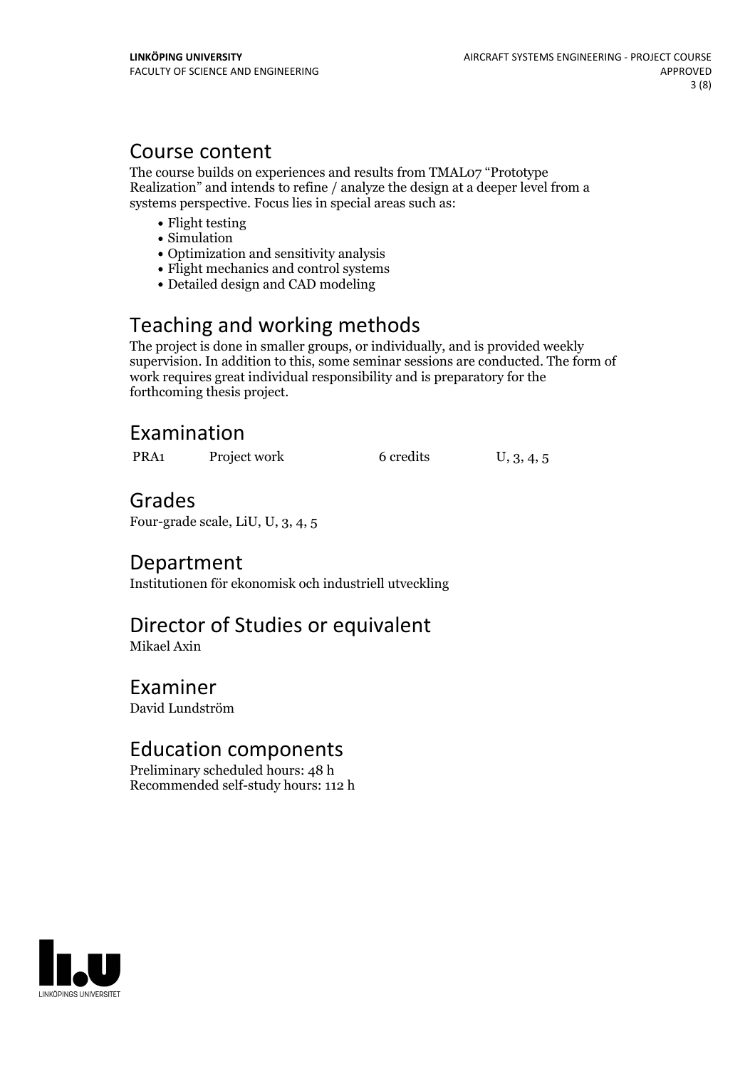## Course content

The course builds on experiences and results from TMAL07 "Prototype Realization" and intends to refine / analyze the design at a deeper level from a systems perspective. Focus lies in special areas such as:

- Flight testing
- Simulation
- Optimization and sensitivity analysis
- Flight mechanics and control systems
- Detailed design and CAD modeling

## Teaching and working methods

The project is done in smaller groups, or individually, and is provided weekly supervision. In addition to this, some seminar sessions are conducted. The form of work requires great individual responsibility and is preparatory for the forthcoming thesis project.

## Examination

| | | | |
|---|---|---|---|
| PRA1 | Project work | 6 credits | U, 3, 4, 5 |

## Grades

Four-grade scale, LiU, U, 3, 4, 5

## Department

Institutionen för ekonomisk och industriell utveckling

## Director of Studies or equivalent

Mikael Axin

## Examiner

David Lundström

## Education components

Preliminary scheduled hours: 48 h
Recommended self-study hours: 112 h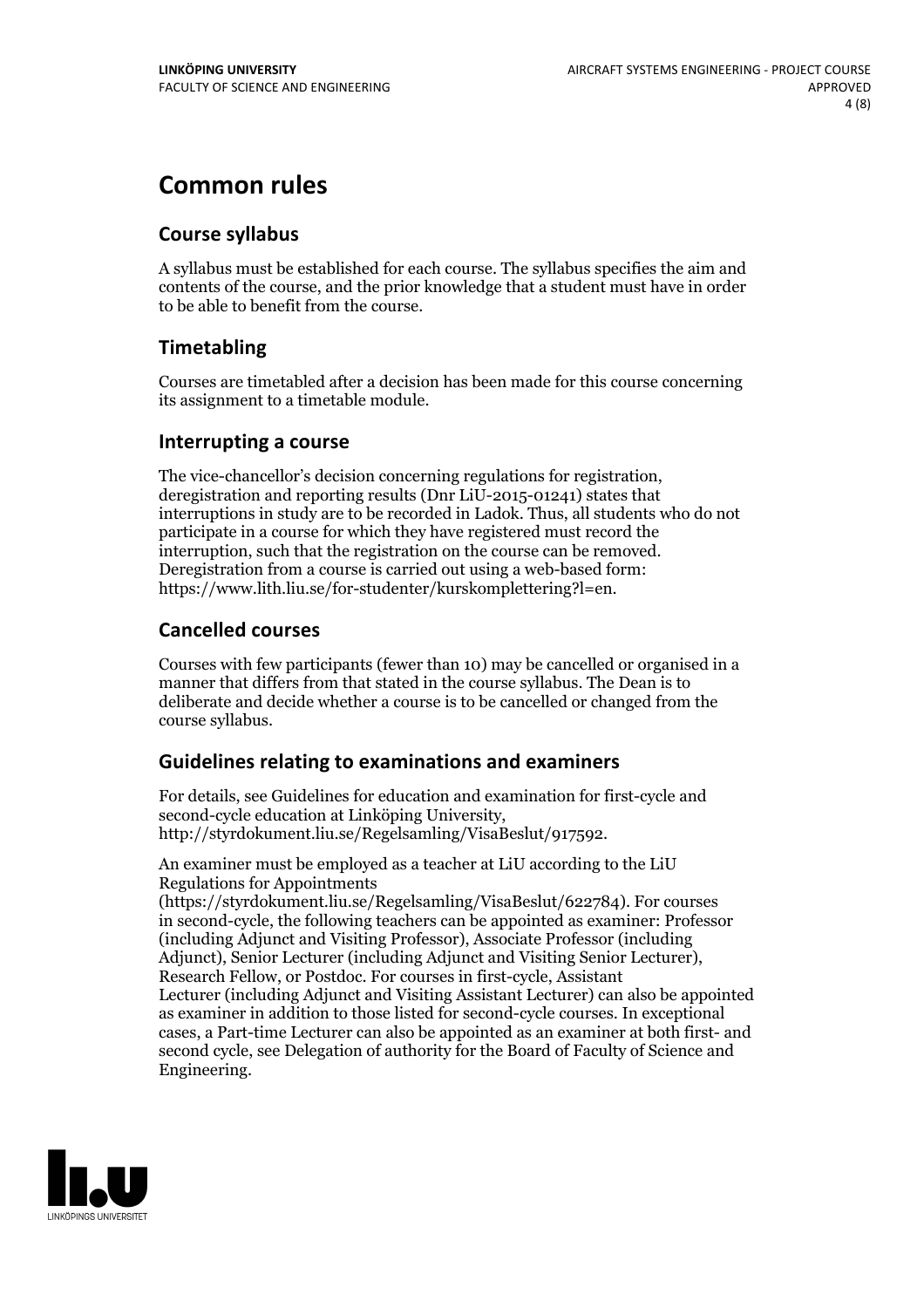# Common rules

## Course syllabus

A syllabus must be established for each course. The syllabus specifies the aim and contents of the course, and the prior knowledge that a student must have in order to be able to benefit from the course.

## Timetabling

Courses are timetabled after a decision has been made for this course concerning its assignment to a timetable module.

## Interrupting a course

The vice-chancellor's decision concerning regulations for registration, deregistration and reporting results (Dnr LiU-2015-01241) states that interruptions in study are to be recorded in Ladok. Thus, all students who do not participate in a course for which they have registered must record the interruption, such that the registration on the course can be removed. Deregistration from a course is carried out using a web-based form: https://www.lith.liu.se/for-studenter/kurskomplettering?l=en.

## Cancelled courses

Courses with few participants (fewer than 10) may be cancelled or organised in a manner that differs from that stated in the course syllabus. The Dean is to deliberate and decide whether a course is to be cancelled or changed from the course syllabus.

## Guidelines relating to examinations and examiners

For details, see Guidelines for education and examination for first-cycle and second-cycle education at Linköping University, http://styrdokument.liu.se/Regelsamling/VisaBeslut/917592.

An examiner must be employed as a teacher at LiU according to the LiU Regulations for Appointments (https://styrdokument.liu.se/Regelsamling/VisaBeslut/622784). For courses in second-cycle, the following teachers can be appointed as examiner: Professor (including Adjunct and Visiting Professor), Associate Professor (including Adjunct), Senior Lecturer (including Adjunct and Visiting Senior Lecturer), Research Fellow, or Postdoc. For courses in first-cycle, Assistant Lecturer (including Adjunct and Visiting Assistant Lecturer) can also be appointed as examiner in addition to those listed for second-cycle courses. In exceptional cases, a Part-time Lecturer can also be appointed as an examiner at both first- and second cycle, see Delegation of authority for the Board of Faculty of Science and Engineering.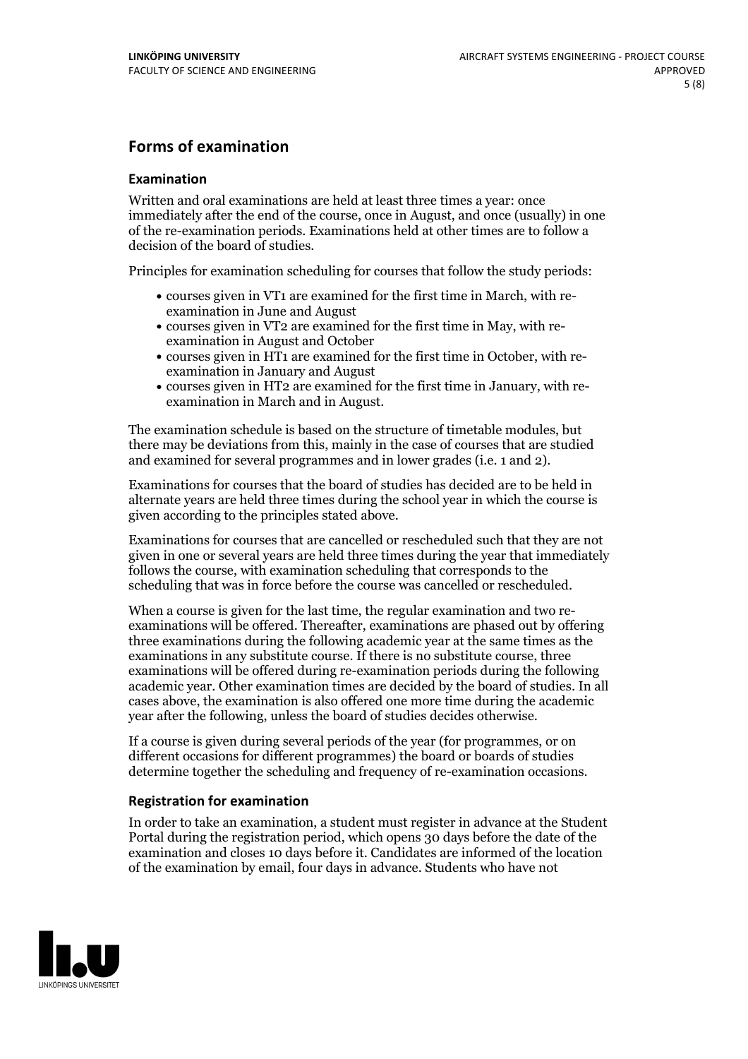## Forms of examination

### Examination

Written and oral examinations are held at least three times a year: once immediately after the end of the course, once in August, and once (usually) in one of the re-examination periods. Examinations held at other times are to follow a decision of the board of studies.

Principles for examination scheduling for courses that follow the study periods:

- courses given in VT1 are examined for the first time in March, with re-examination in June and August
- courses given in VT2 are examined for the first time in May, with re-examination in August and October
- courses given in HT1 are examined for the first time in October, with re-examination in January and August
- courses given in HT2 are examined for the first time in January, with re-examination in March and in August.

The examination schedule is based on the structure of timetable modules, but there may be deviations from this, mainly in the case of courses that are studied and examined for several programmes and in lower grades (i.e. 1 and 2).

Examinations for courses that the board of studies has decided are to be held in alternate years are held three times during the school year in which the course is given according to the principles stated above.

Examinations for courses that are cancelled or rescheduled such that they are not given in one or several years are held three times during the year that immediately follows the course, with examination scheduling that corresponds to the scheduling that was in force before the course was cancelled or rescheduled.

When a course is given for the last time, the regular examination and two re-examinations will be offered. Thereafter, examinations are phased out by offering three examinations during the following academic year at the same times as the examinations in any substitute course. If there is no substitute course, three examinations will be offered during re-examination periods during the following academic year. Other examination times are decided by the board of studies. In all cases above, the examination is also offered one more time during the academic year after the following, unless the board of studies decides otherwise.

If a course is given during several periods of the year (for programmes, or on different occasions for different programmes) the board or boards of studies determine together the scheduling and frequency of re-examination occasions.

### Registration for examination

In order to take an examination, a student must register in advance at the Student Portal during the registration period, which opens 30 days before the date of the examination and closes 10 days before it. Candidates are informed of the location of the examination by email, four days in advance. Students who have not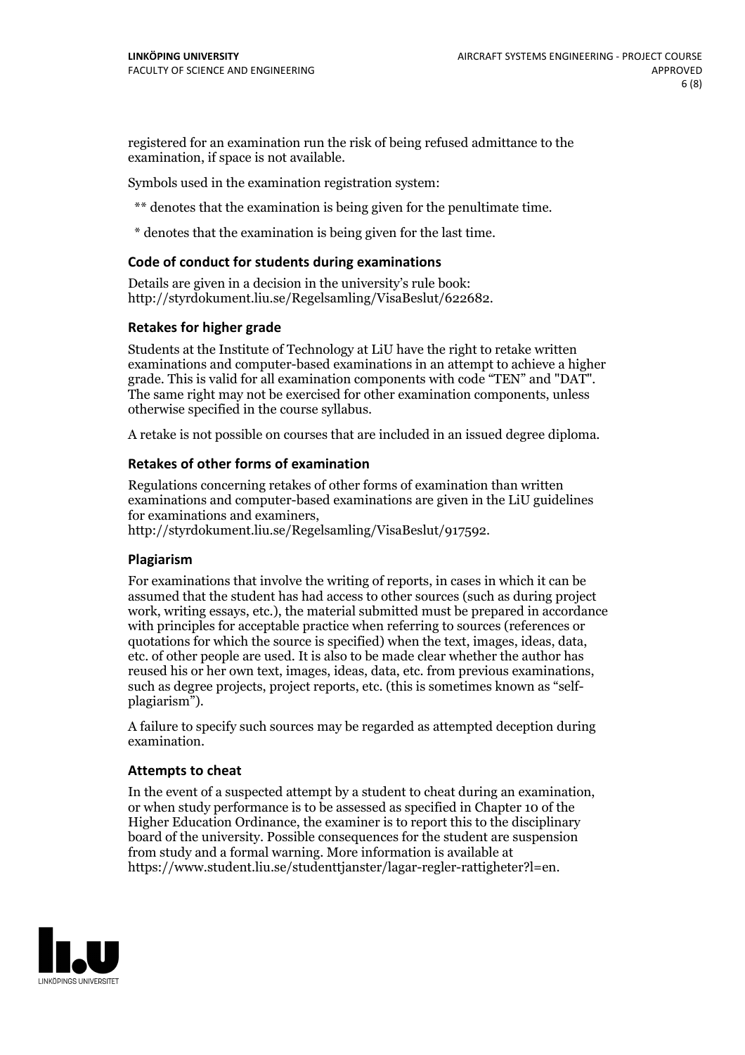registered for an examination run the risk of being refused admittance to the examination, if space is not available.

Symbols used in the examination registration system:

** denotes that the examination is being given for the penultimate time.

* denotes that the examination is being given for the last time.

### Code of conduct for students during examinations

Details are given in a decision in the university's rule book: http://styrdokument.liu.se/Regelsamling/VisaBeslut/622682.

### Retakes for higher grade

Students at the Institute of Technology at LiU have the right to retake written examinations and computer-based examinations in an attempt to achieve a higher grade. This is valid for all examination components with code "TEN" and "DAT". The same right may not be exercised for other examination components, unless otherwise specified in the course syllabus.

A retake is not possible on courses that are included in an issued degree diploma.

### Retakes of other forms of examination

Regulations concerning retakes of other forms of examination than written examinations and computer-based examinations are given in the LiU guidelines for examinations and examiners, http://styrdokument.liu.se/Regelsamling/VisaBeslut/917592.

### Plagiarism

For examinations that involve the writing of reports, in cases in which it can be assumed that the student has had access to other sources (such as during project work, writing essays, etc.), the material submitted must be prepared in accordance with principles for acceptable practice when referring to sources (references or quotations for which the source is specified) when the text, images, ideas, data, etc. of other people are used. It is also to be made clear whether the author has reused his or her own text, images, ideas, data, etc. from previous examinations, such as degree projects, project reports, etc. (this is sometimes known as "self-plagiarism").

A failure to specify such sources may be regarded as attempted deception during examination.

### Attempts to cheat

In the event of a suspected attempt by a student to cheat during an examination, or when study performance is to be assessed as specified in Chapter 10 of the Higher Education Ordinance, the examiner is to report this to the disciplinary board of the university. Possible consequences for the student are suspension from study and a formal warning. More information is available at https://www.student.liu.se/studenttjanster/lagar-regler-rattigheter?l=en.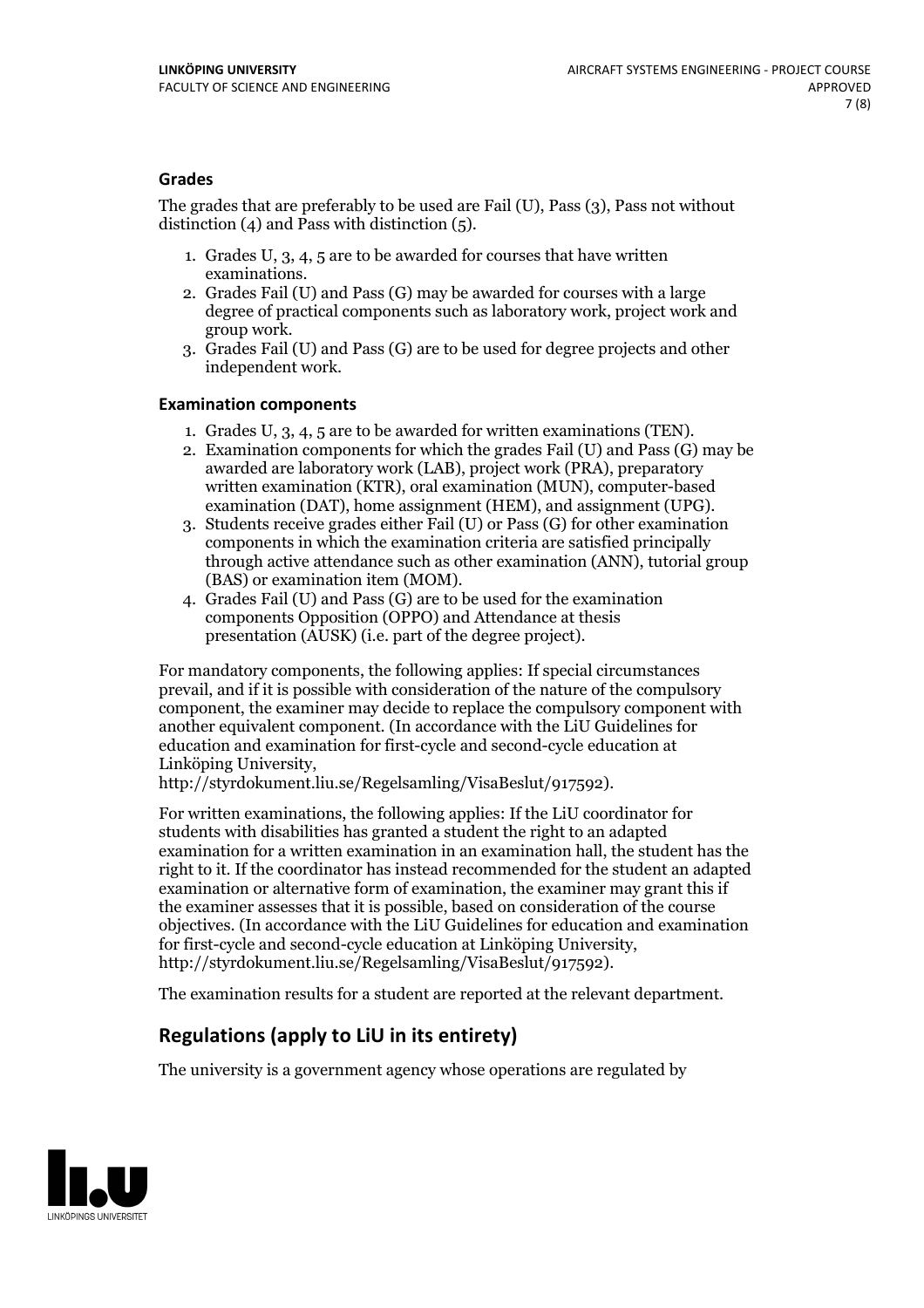### Grades

The grades that are preferably to be used are Fail (U), Pass (3), Pass not without distinction (4) and Pass with distinction (5).

1. Grades U, 3, 4, 5 are to be awarded for courses that have written examinations.
2. Grades Fail (U) and Pass (G) may be awarded for courses with a large degree of practical components such as laboratory work, project work and group work.
3. Grades Fail (U) and Pass (G) are to be used for degree projects and other independent work.

### Examination components

1. Grades U, 3, 4, 5 are to be awarded for written examinations (TEN).
2. Examination components for which the grades Fail (U) and Pass (G) may be awarded are laboratory work (LAB), project work (PRA), preparatory written examination (KTR), oral examination (MUN), computer-based examination (DAT), home assignment (HEM), and assignment (UPG).
3. Students receive grades either Fail (U) or Pass (G) for other examination components in which the examination criteria are satisfied principally through active attendance such as other examination (ANN), tutorial group (BAS) or examination item (MOM).
4. Grades Fail (U) and Pass (G) are to be used for the examination components Opposition (OPPO) and Attendance at thesis presentation (AUSK) (i.e. part of the degree project).

For mandatory components, the following applies: If special circumstances prevail, and if it is possible with consideration of the nature of the compulsory component, the examiner may decide to replace the compulsory component with another equivalent component. (In accordance with the LiU Guidelines for education and examination for first-cycle and second-cycle education at Linköping University, http://styrdokument.liu.se/Regelsamling/VisaBeslut/917592).

For written examinations, the following applies: If the LiU coordinator for students with disabilities has granted a student the right to an adapted examination for a written examination in an examination hall, the student has the right to it. If the coordinator has instead recommended for the student an adapted examination or alternative form of examination, the examiner may grant this if the examiner assesses that it is possible, based on consideration of the course objectives. (In accordance with the LiU Guidelines for education and examination for first-cycle and second-cycle education at Linköping University, http://styrdokument.liu.se/Regelsamling/VisaBeslut/917592).

The examination results for a student are reported at the relevant department.

## Regulations (apply to LiU in its entirety)

The university is a government agency whose operations are regulated by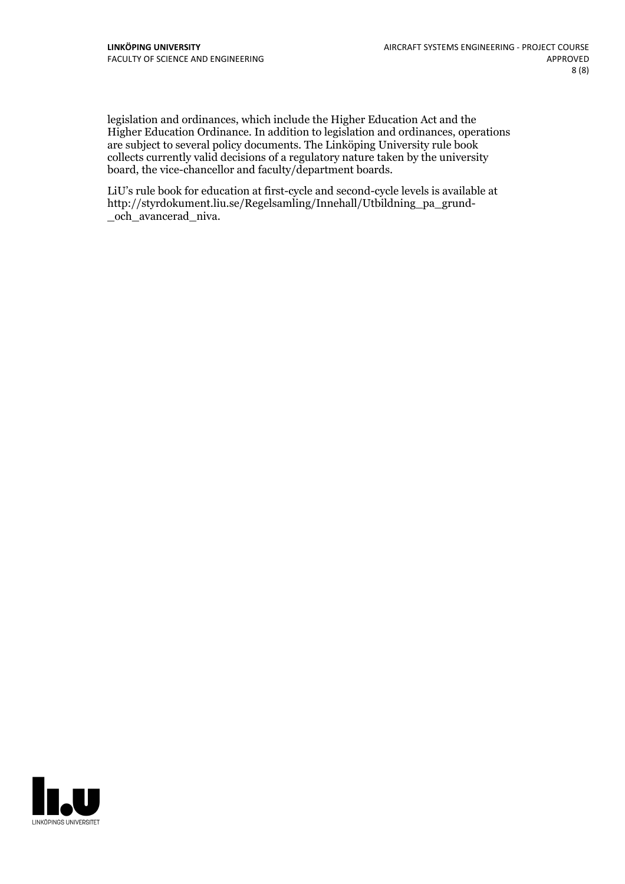legislation and ordinances, which include the Higher Education Act and the Higher Education Ordinance. In addition to legislation and ordinances, operations are subject to several policy documents. The Linköping University rule book collects currently valid decisions of a regulatory nature taken by the university board, the vice-chancellor and faculty/department boards.

LiU's rule book for education at first-cycle and second-cycle levels is available at http://styrdokument.liu.se/Regelsamling/Innehall/Utbildning_pa_grund-_och_avancerad_niva.